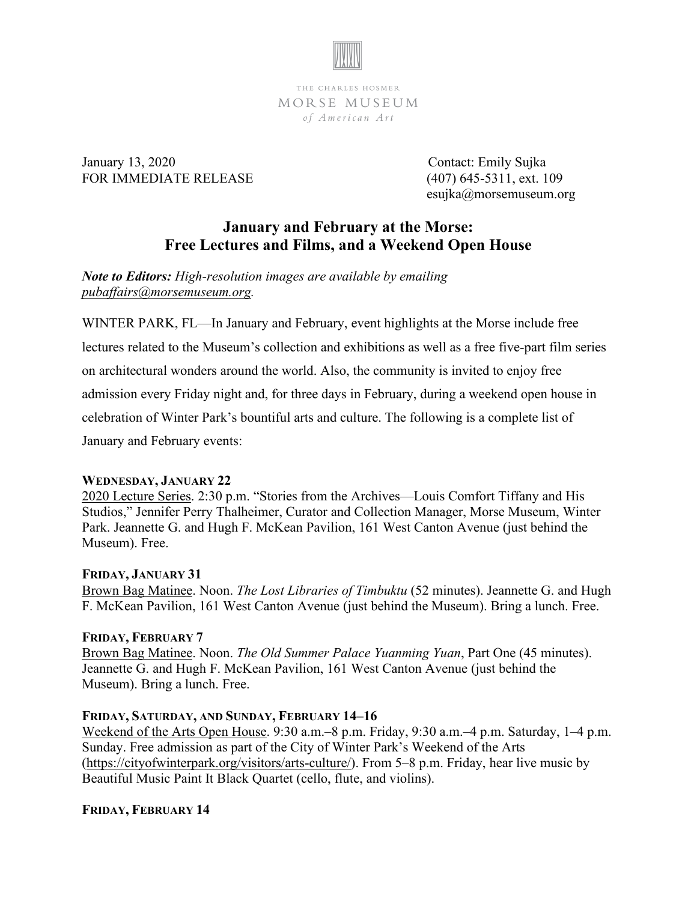THE CHARLES HOSMER
MORSE MUSEUM
*of American Art*

January 13, 2020
FOR IMMEDIATE RELEASE

Contact: Emily Sujka
(407) 645-5311, ext. 109
esujka@morsemuseum.org

# January and February at the Morse: Free Lectures and Films, and a Weekend Open House

***Note to Editors:** High-resolution images are available by emailing pubaffairs@morsemuseum.org.*

WINTER PARK, FL—In January and February, event highlights at the Morse include free lectures related to the Museum's collection and exhibitions as well as a free five-part film series on architectural wonders around the world. Also, the community is invited to enjoy free admission every Friday night and, for three days in February, during a weekend open house in celebration of Winter Park's bountiful arts and culture. The following is a complete list of January and February events:

**WEDNESDAY, JANUARY 22**

2020 Lecture Series. 2:30 p.m. "Stories from the Archives—Louis Comfort Tiffany and His Studios," Jennifer Perry Thalheimer, Curator and Collection Manager, Morse Museum, Winter Park. Jeannette G. and Hugh F. McKean Pavilion, 161 West Canton Avenue (just behind the Museum). Free.

**FRIDAY, JANUARY 31**

Brown Bag Matinee. Noon. *The Lost Libraries of Timbuktu* (52 minutes). Jeannette G. and Hugh F. McKean Pavilion, 161 West Canton Avenue (just behind the Museum). Bring a lunch. Free.

**FRIDAY, FEBRUARY 7**

Brown Bag Matinee. Noon. *The Old Summer Palace Yuanming Yuan*, Part One (45 minutes). Jeannette G. and Hugh F. McKean Pavilion, 161 West Canton Avenue (just behind the Museum). Bring a lunch. Free.

**FRIDAY, SATURDAY, AND SUNDAY, FEBRUARY 14–16**

Weekend of the Arts Open House. 9:30 a.m.–8 p.m. Friday, 9:30 a.m.–4 p.m. Saturday, 1–4 p.m. Sunday. Free admission as part of the City of Winter Park's Weekend of the Arts (https://cityofwinterpark.org/visitors/arts-culture/). From 5–8 p.m. Friday, hear live music by Beautiful Music Paint It Black Quartet (cello, flute, and violins).

**FRIDAY, FEBRUARY 14**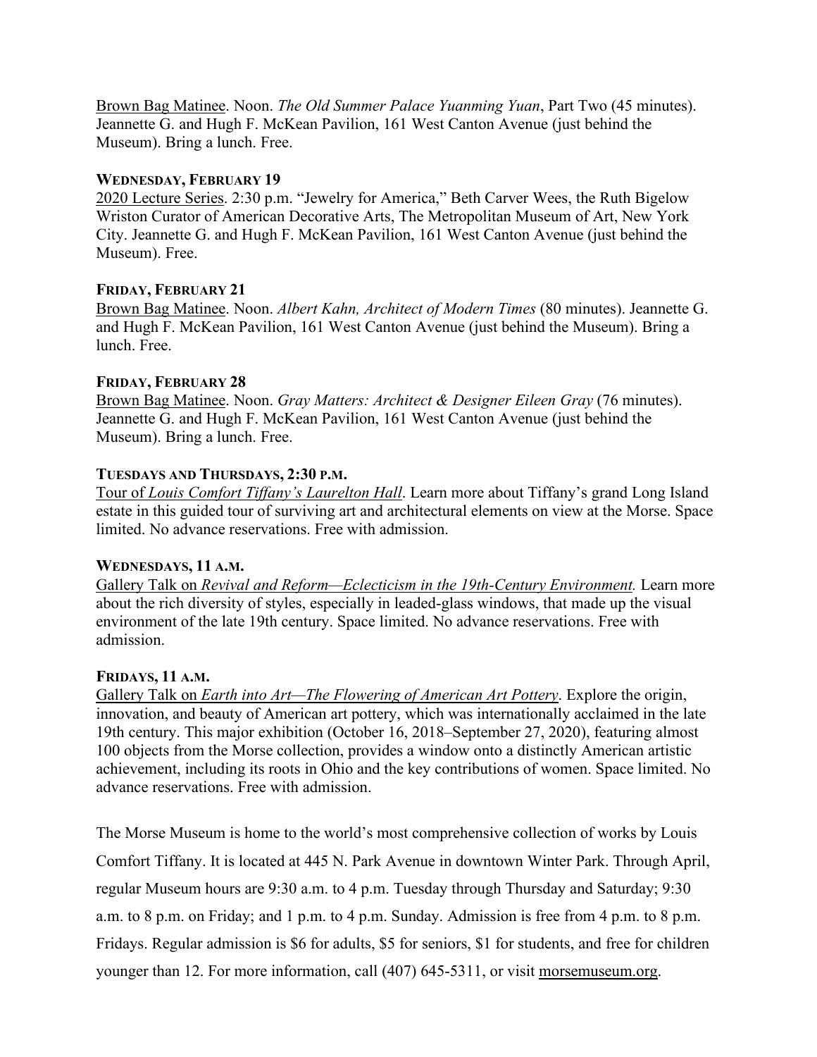Brown Bag Matinee. Noon. *The Old Summer Palace Yuanming Yuan*, Part Two (45 minutes). Jeannette G. and Hugh F. McKean Pavilion, 161 West Canton Avenue (just behind the Museum). Bring a lunch. Free.

**WEDNESDAY, FEBRUARY 19**

2020 Lecture Series. 2:30 p.m. "Jewelry for America," Beth Carver Wees, the Ruth Bigelow Wriston Curator of American Decorative Arts, The Metropolitan Museum of Art, New York City. Jeannette G. and Hugh F. McKean Pavilion, 161 West Canton Avenue (just behind the Museum). Free.

**FRIDAY, FEBRUARY 21**

Brown Bag Matinee. Noon. *Albert Kahn, Architect of Modern Times* (80 minutes). Jeannette G. and Hugh F. McKean Pavilion, 161 West Canton Avenue (just behind the Museum). Bring a lunch. Free.

**FRIDAY, FEBRUARY 28**

Brown Bag Matinee. Noon. *Gray Matters: Architect & Designer Eileen Gray* (76 minutes). Jeannette G. and Hugh F. McKean Pavilion, 161 West Canton Avenue (just behind the Museum). Bring a lunch. Free.

**TUESDAYS AND THURSDAYS, 2:30 P.M.**

Tour of *Louis Comfort Tiffany's Laurelton Hall*. Learn more about Tiffany's grand Long Island estate in this guided tour of surviving art and architectural elements on view at the Morse. Space limited. No advance reservations. Free with admission.

**WEDNESDAYS, 11 A.M.**

Gallery Talk on *Revival and Reform—Eclecticism in the 19th-Century Environment.* Learn more about the rich diversity of styles, especially in leaded-glass windows, that made up the visual environment of the late 19th century. Space limited. No advance reservations. Free with admission.

**FRIDAYS, 11 A.M.**

Gallery Talk on *Earth into Art—The Flowering of American Art Pottery*. Explore the origin, innovation, and beauty of American art pottery, which was internationally acclaimed in the late 19th century. This major exhibition (October 16, 2018–September 27, 2020), featuring almost 100 objects from the Morse collection, provides a window onto a distinctly American artistic achievement, including its roots in Ohio and the key contributions of women. Space limited. No advance reservations. Free with admission.

The Morse Museum is home to the world's most comprehensive collection of works by Louis Comfort Tiffany. It is located at 445 N. Park Avenue in downtown Winter Park. Through April, regular Museum hours are 9:30 a.m. to 4 p.m. Tuesday through Thursday and Saturday; 9:30 a.m. to 8 p.m. on Friday; and 1 p.m. to 4 p.m. Sunday. Admission is free from 4 p.m. to 8 p.m. Fridays. Regular admission is $6 for adults, $5 for seniors, $1 for students, and free for children younger than 12. For more information, call (407) 645-5311, or visit morsemuseum.org.